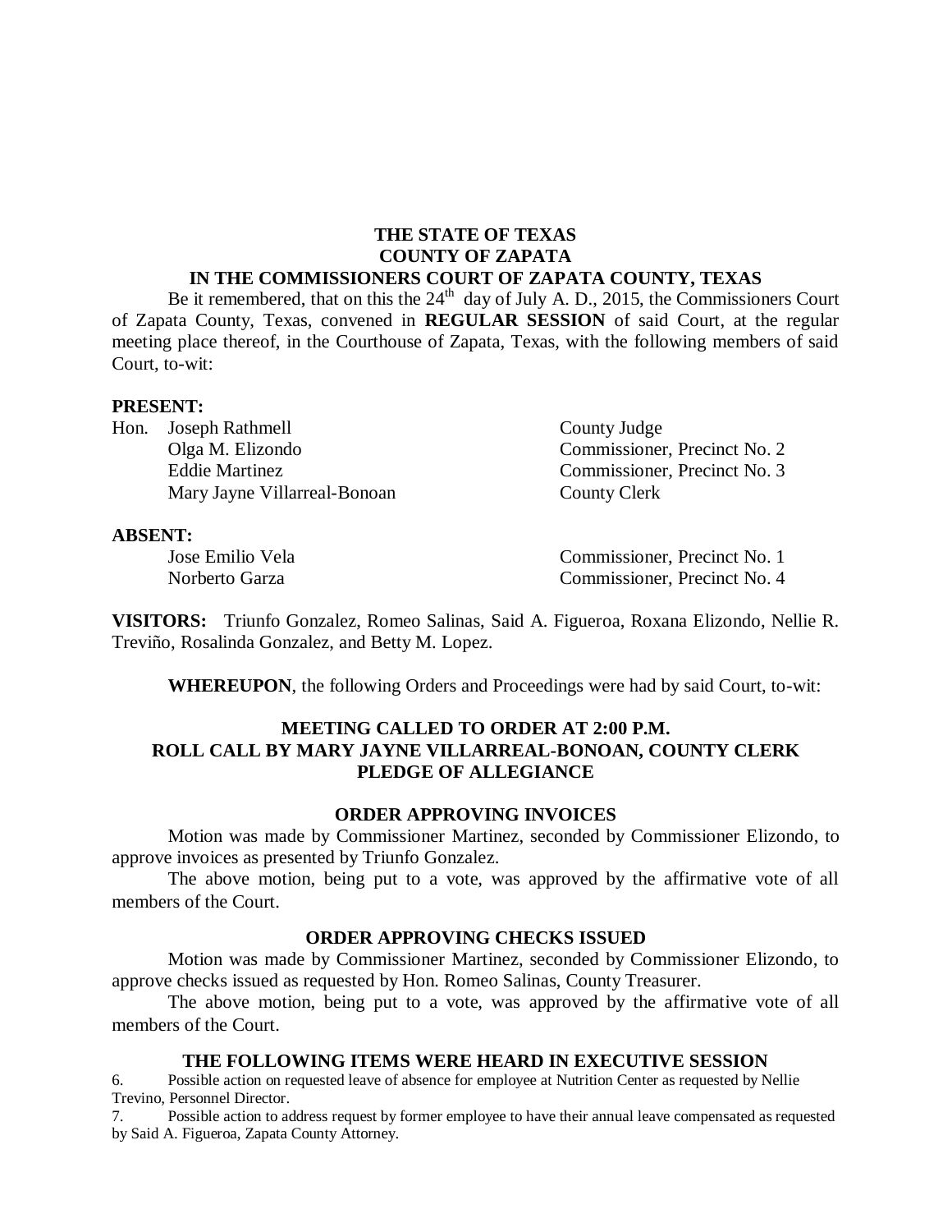**THE STATE OF TEXAS**
**COUNTY OF ZAPATA**
**IN THE COMMISSIONERS COURT OF ZAPATA COUNTY, TEXAS**

Be it remembered, that on this the 24th day of July A. D., 2015, the Commissioners Court of Zapata County, Texas, convened in **REGULAR SESSION** of said Court, at the regular meeting place thereof, in the Courthouse of Zapata, Texas, with the following members of said Court, to-wit:

**PRESENT:**

| | |
|---|---|
| Hon. Joseph Rathmell | County Judge |
| Olga M. Elizondo | Commissioner, Precinct No. 2 |
| Eddie Martinez | Commissioner, Precinct No. 3 |
| Mary Jayne Villarreal-Bonoan | County Clerk |

**ABSENT:**

| | |
|---|---|
| Jose Emilio Vela | Commissioner, Precinct No. 1 |
| Norberto Garza | Commissioner, Precinct No. 4 |

**VISITORS:** Triunfo Gonzalez, Romeo Salinas, Said A. Figueroa, Roxana Elizondo, Nellie R. Treviño, Rosalinda Gonzalez, and Betty M. Lopez.

**WHEREUPON**, the following Orders and Proceedings were had by said Court, to-wit:

**MEETING CALLED TO ORDER AT 2:00 P.M.**
**ROLL CALL BY MARY JAYNE VILLARREAL-BONOAN, COUNTY CLERK**
**PLEDGE OF ALLEGIANCE**

**ORDER APPROVING INVOICES**

Motion was made by Commissioner Martinez, seconded by Commissioner Elizondo, to approve invoices as presented by Triunfo Gonzalez.

The above motion, being put to a vote, was approved by the affirmative vote of all members of the Court.

**ORDER APPROVING CHECKS ISSUED**

Motion was made by Commissioner Martinez, seconded by Commissioner Elizondo, to approve checks issued as requested by Hon. Romeo Salinas, County Treasurer.

The above motion, being put to a vote, was approved by the affirmative vote of all members of the Court.

**THE FOLLOWING ITEMS WERE HEARD IN EXECUTIVE SESSION**

6. Possible action on requested leave of absence for employee at Nutrition Center as requested by Nellie Trevino, Personnel Director.
7. Possible action to address request by former employee to have their annual leave compensated as requested by Said A. Figueroa, Zapata County Attorney.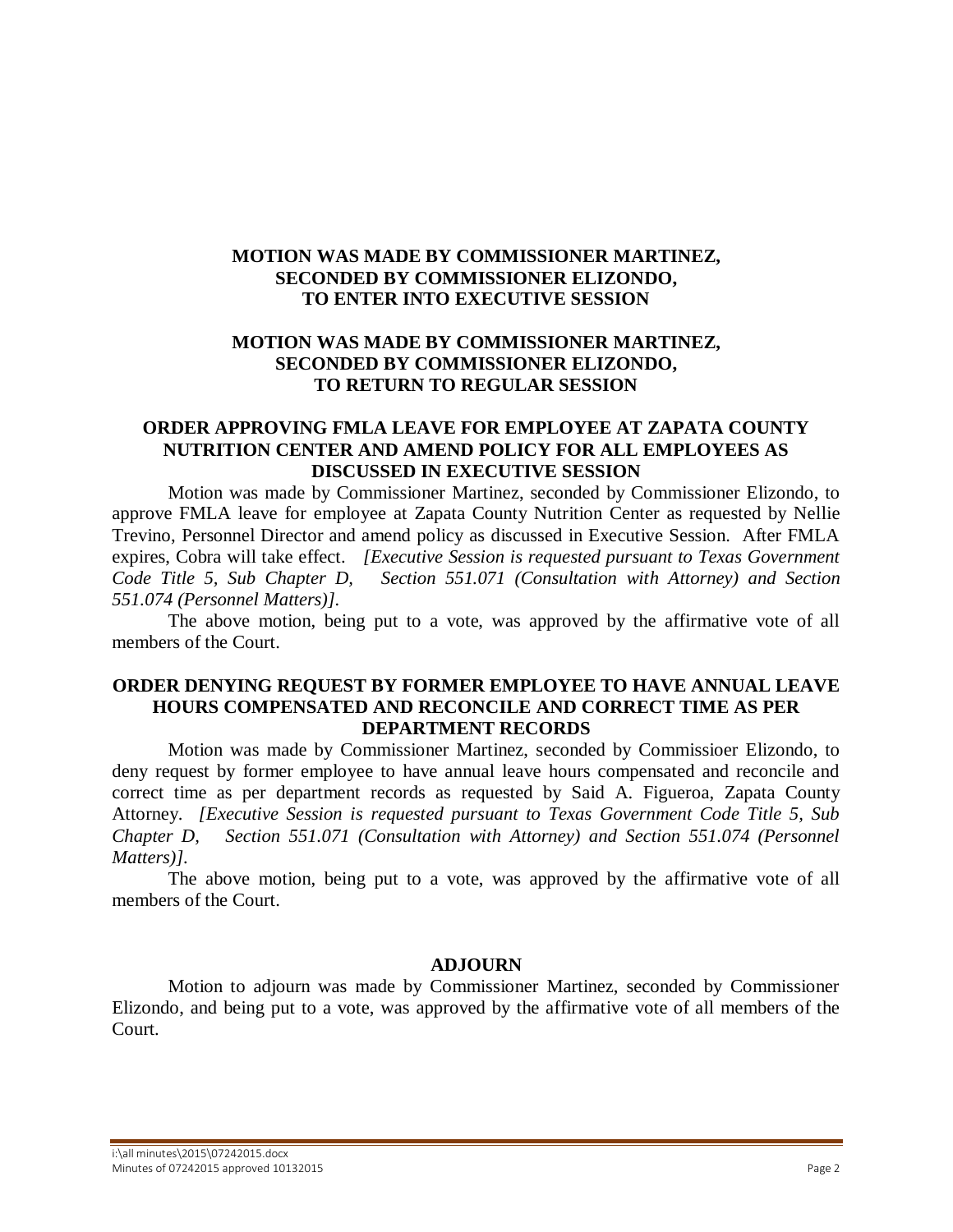**MOTION WAS MADE BY COMMISSIONER MARTINEZ, SECONDED BY COMMISSIONER ELIZONDO, TO ENTER INTO EXECUTIVE SESSION**

**MOTION WAS MADE BY COMMISSIONER MARTINEZ, SECONDED BY COMMISSIONER ELIZONDO, TO RETURN TO REGULAR SESSION**

**ORDER APPROVING FMLA LEAVE FOR EMPLOYEE AT ZAPATA COUNTY NUTRITION CENTER AND AMEND POLICY FOR ALL EMPLOYEES AS DISCUSSED IN EXECUTIVE SESSION**

Motion was made by Commissioner Martinez, seconded by Commissioner Elizondo, to approve FMLA leave for employee at Zapata County Nutrition Center as requested by Nellie Trevino, Personnel Director and amend policy as discussed in Executive Session. After FMLA expires, Cobra will take effect. *[Executive Session is requested pursuant to Texas Government Code Title 5, Sub Chapter D, Section 551.071 (Consultation with Attorney) and Section 551.074 (Personnel Matters)].*

The above motion, being put to a vote, was approved by the affirmative vote of all members of the Court.

**ORDER DENYING REQUEST BY FORMER EMPLOYEE TO HAVE ANNUAL LEAVE HOURS COMPENSATED AND RECONCILE AND CORRECT TIME AS PER DEPARTMENT RECORDS**

Motion was made by Commissioner Martinez, seconded by Commissioer Elizondo, to deny request by former employee to have annual leave hours compensated and reconcile and correct time as per department records as requested by Said A. Figueroa, Zapata County Attorney. *[Executive Session is requested pursuant to Texas Government Code Title 5, Sub Chapter D, Section 551.071 (Consultation with Attorney) and Section 551.074 (Personnel Matters)].*

The above motion, being put to a vote, was approved by the affirmative vote of all members of the Court.

**ADJOURN**

Motion to adjourn was made by Commissioner Martinez, seconded by Commissioner Elizondo, and being put to a vote, was approved by the affirmative vote of all members of the Court.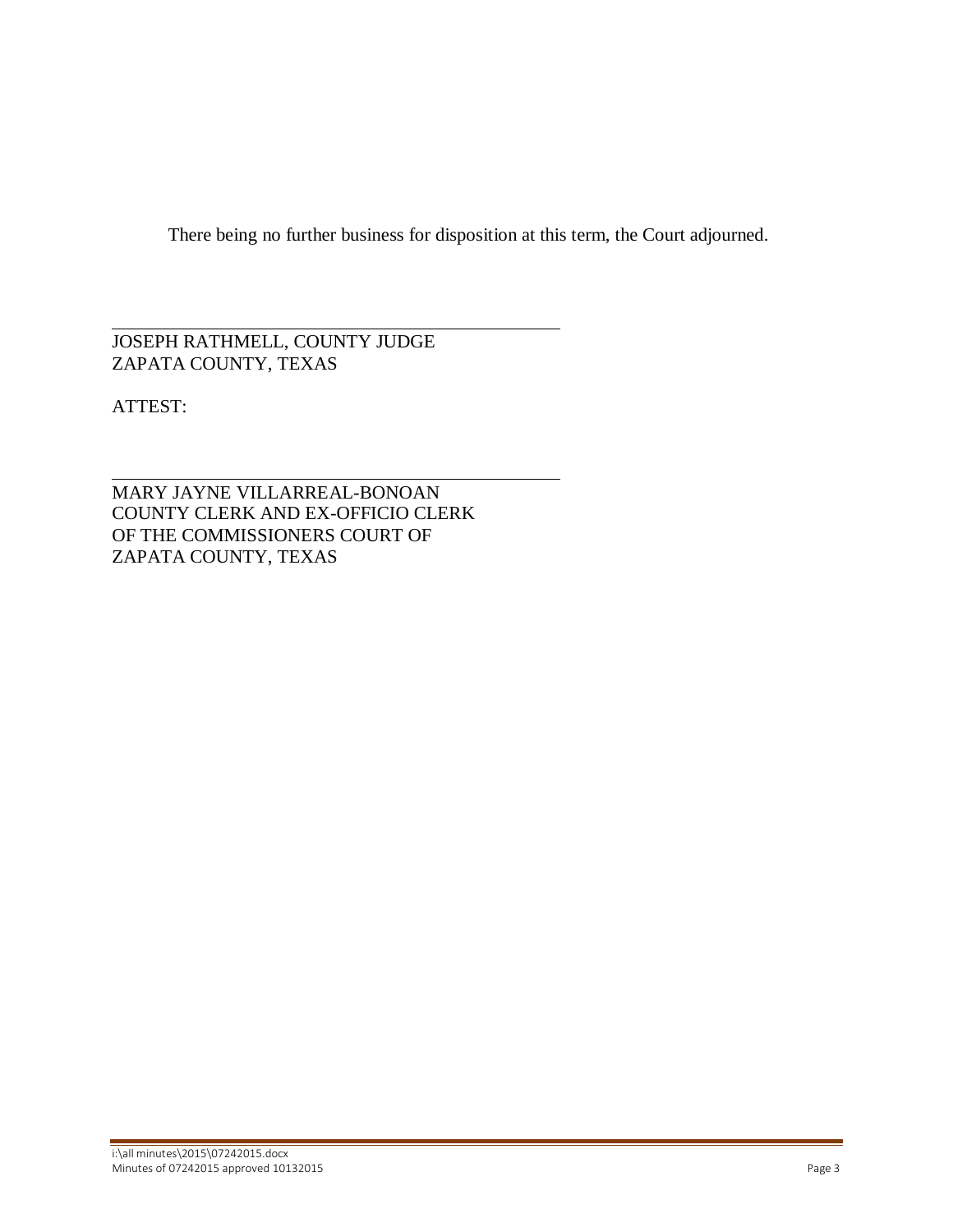There being no further business for disposition at this term, the Court adjourned.

JOSEPH RATHMELL, COUNTY JUDGE
ZAPATA COUNTY, TEXAS

ATTEST:

MARY JAYNE VILLARREAL-BONOAN
COUNTY CLERK AND EX-OFFICIO CLERK
OF THE COMMISSIONERS COURT OF
ZAPATA COUNTY, TEXAS